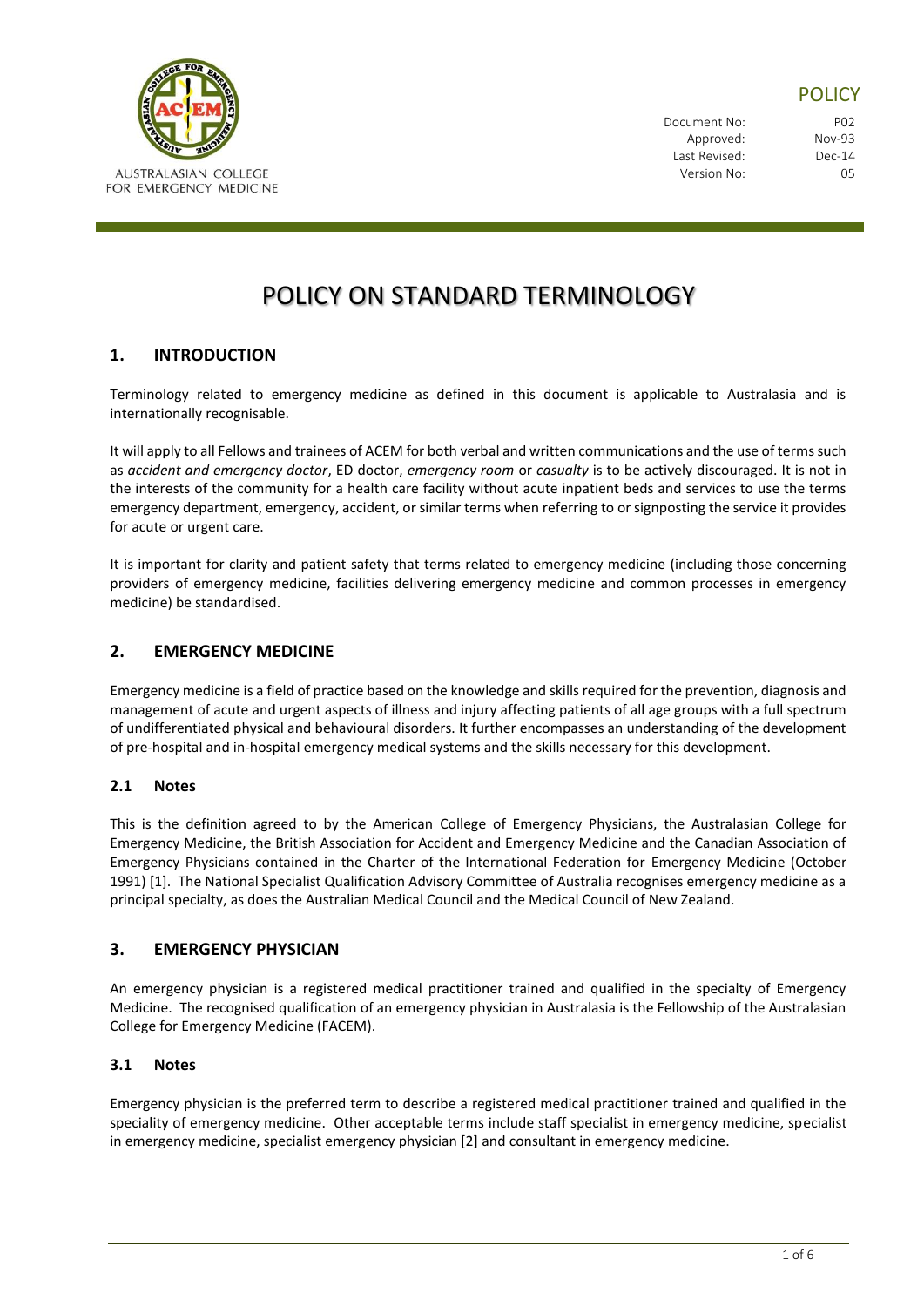AUSTRALASIAN COLLEGE FOR EMERGENCY MEDICINE

POLICY

| | |
|---|---|
| Document No: | P02 |
| Approved: | Nov-93 |
| Last Revised: | Dec-14 |
| Version No: | 05 |

# POLICY ON STANDARD TERMINOLOGY

## 1. INTRODUCTION

Terminology related to emergency medicine as defined in this document is applicable to Australasia and is internationally recognisable.

It will apply to all Fellows and trainees of ACEM for both verbal and written communications and the use of terms such as *accident and emergency doctor*, ED doctor, *emergency room* or *casualty* is to be actively discouraged. It is not in the interests of the community for a health care facility without acute inpatient beds and services to use the terms emergency department, emergency, accident, or similar terms when referring to or signposting the service it provides for acute or urgent care.

It is important for clarity and patient safety that terms related to emergency medicine (including those concerning providers of emergency medicine, facilities delivering emergency medicine and common processes in emergency medicine) be standardised.

## 2. EMERGENCY MEDICINE

Emergency medicine is a field of practice based on the knowledge and skills required for the prevention, diagnosis and management of acute and urgent aspects of illness and injury affecting patients of all age groups with a full spectrum of undifferentiated physical and behavioural disorders. It further encompasses an understanding of the development of pre-hospital and in-hospital emergency medical systems and the skills necessary for this development.

### 2.1 Notes

This is the definition agreed to by the American College of Emergency Physicians, the Australasian College for Emergency Medicine, the British Association for Accident and Emergency Medicine and the Canadian Association of Emergency Physicians contained in the Charter of the International Federation for Emergency Medicine (October 1991) [1]. The National Specialist Qualification Advisory Committee of Australia recognises emergency medicine as a principal specialty, as does the Australian Medical Council and the Medical Council of New Zealand.

## 3. EMERGENCY PHYSICIAN

An emergency physician is a registered medical practitioner trained and qualified in the specialty of Emergency Medicine. The recognised qualification of an emergency physician in Australasia is the Fellowship of the Australasian College for Emergency Medicine (FACEM).

### 3.1 Notes

Emergency physician is the preferred term to describe a registered medical practitioner trained and qualified in the speciality of emergency medicine. Other acceptable terms include staff specialist in emergency medicine, specialist in emergency medicine, specialist emergency physician [2] and consultant in emergency medicine.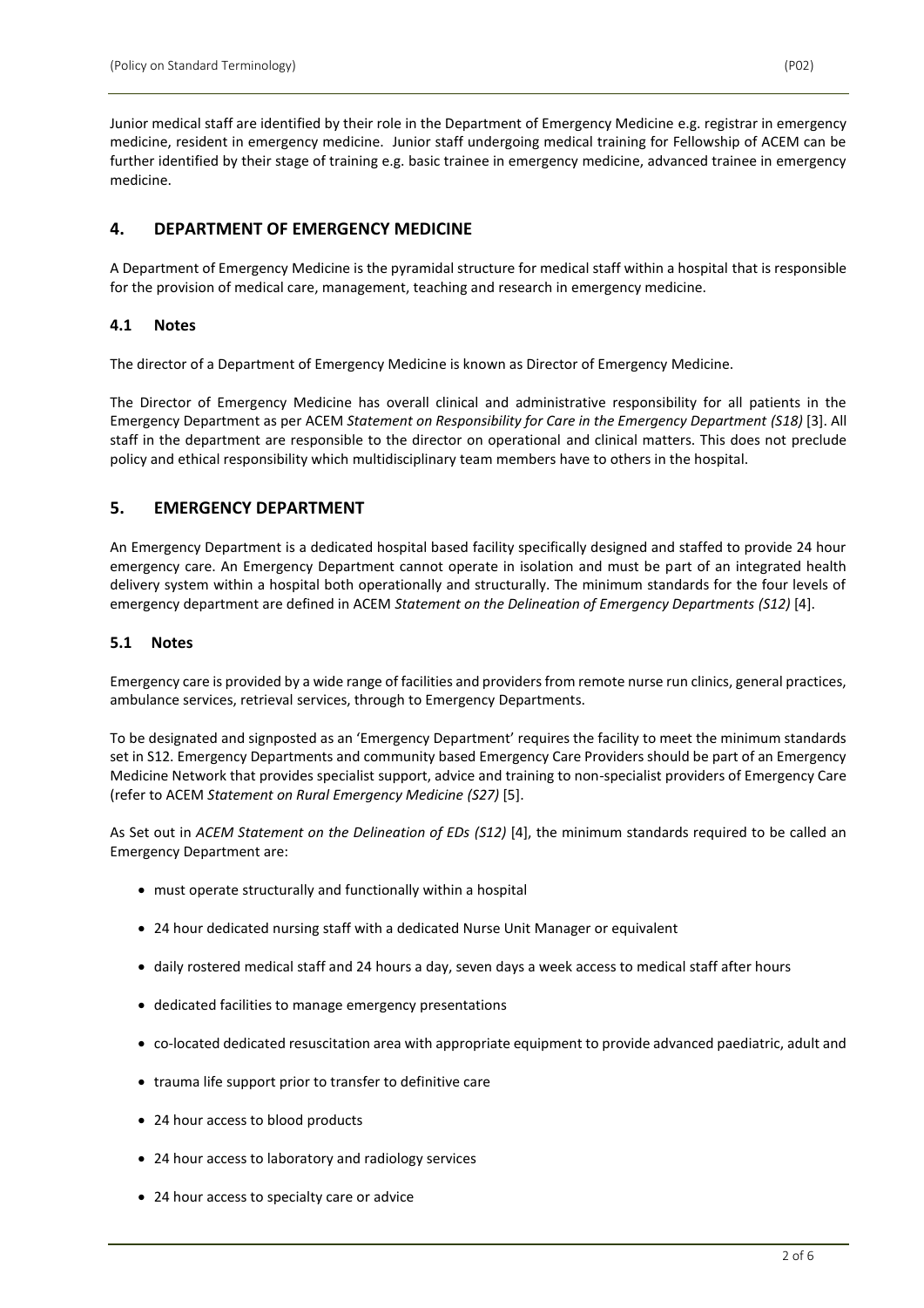Junior medical staff are identified by their role in the Department of Emergency Medicine e.g. registrar in emergency medicine, resident in emergency medicine. Junior staff undergoing medical training for Fellowship of ACEM can be further identified by their stage of training e.g. basic trainee in emergency medicine, advanced trainee in emergency medicine.

## 4. DEPARTMENT OF EMERGENCY MEDICINE

A Department of Emergency Medicine is the pyramidal structure for medical staff within a hospital that is responsible for the provision of medical care, management, teaching and research in emergency medicine.

### 4.1 Notes

The director of a Department of Emergency Medicine is known as Director of Emergency Medicine.

The Director of Emergency Medicine has overall clinical and administrative responsibility for all patients in the Emergency Department as per ACEM *Statement on Responsibility for Care in the Emergency Department (S18)* [3]. All staff in the department are responsible to the director on operational and clinical matters. This does not preclude policy and ethical responsibility which multidisciplinary team members have to others in the hospital.

## 5. EMERGENCY DEPARTMENT

An Emergency Department is a dedicated hospital based facility specifically designed and staffed to provide 24 hour emergency care. An Emergency Department cannot operate in isolation and must be part of an integrated health delivery system within a hospital both operationally and structurally. The minimum standards for the four levels of emergency department are defined in ACEM *Statement on the Delineation of Emergency Departments (S12)* [4].

### 5.1 Notes

Emergency care is provided by a wide range of facilities and providers from remote nurse run clinics, general practices, ambulance services, retrieval services, through to Emergency Departments.

To be designated and signposted as an 'Emergency Department' requires the facility to meet the minimum standards set in S12. Emergency Departments and community based Emergency Care Providers should be part of an Emergency Medicine Network that provides specialist support, advice and training to non-specialist providers of Emergency Care (refer to ACEM *Statement on Rural Emergency Medicine (S27)* [5].

As Set out in *ACEM Statement on the Delineation of EDs (S12)* [4], the minimum standards required to be called an Emergency Department are:

- must operate structurally and functionally within a hospital
- 24 hour dedicated nursing staff with a dedicated Nurse Unit Manager or equivalent
- daily rostered medical staff and 24 hours a day, seven days a week access to medical staff after hours
- dedicated facilities to manage emergency presentations
- co-located dedicated resuscitation area with appropriate equipment to provide advanced paediatric, adult and
- trauma life support prior to transfer to definitive care
- 24 hour access to blood products
- 24 hour access to laboratory and radiology services
- 24 hour access to specialty care or advice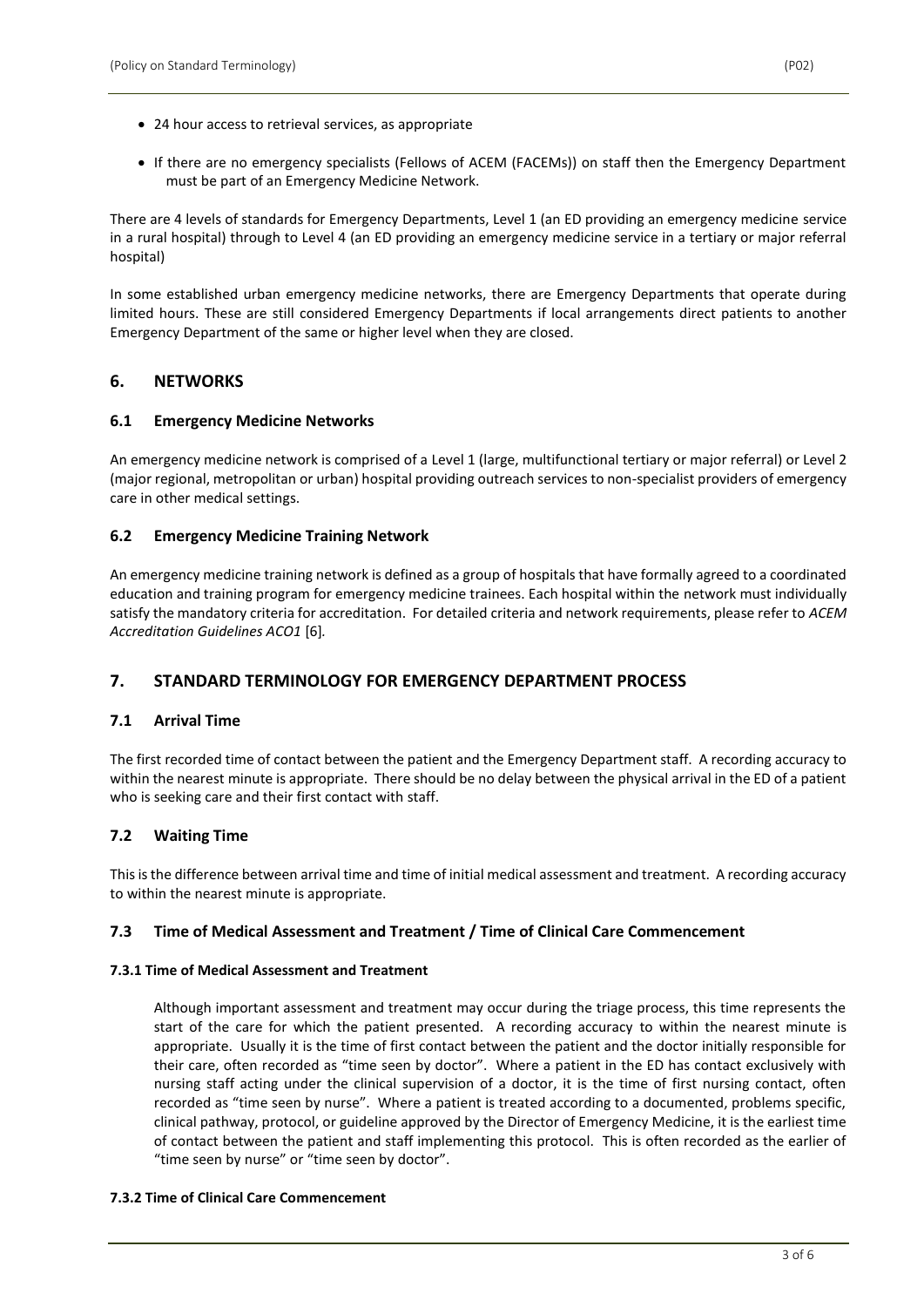- 24 hour access to retrieval services, as appropriate
- If there are no emergency specialists (Fellows of ACEM (FACEMs)) on staff then the Emergency Department must be part of an Emergency Medicine Network.

There are 4 levels of standards for Emergency Departments, Level 1 (an ED providing an emergency medicine service in a rural hospital) through to Level 4 (an ED providing an emergency medicine service in a tertiary or major referral hospital)

In some established urban emergency medicine networks, there are Emergency Departments that operate during limited hours. These are still considered Emergency Departments if local arrangements direct patients to another Emergency Department of the same or higher level when they are closed.

## 6. NETWORKS

### 6.1 Emergency Medicine Networks

An emergency medicine network is comprised of a Level 1 (large, multifunctional tertiary or major referral) or Level 2 (major regional, metropolitan or urban) hospital providing outreach services to non-specialist providers of emergency care in other medical settings.

### 6.2 Emergency Medicine Training Network

An emergency medicine training network is defined as a group of hospitals that have formally agreed to a coordinated education and training program for emergency medicine trainees. Each hospital within the network must individually satisfy the mandatory criteria for accreditation. For detailed criteria and network requirements, please refer to *ACEM Accreditation Guidelines ACO1* [6]*.*

## 7. STANDARD TERMINOLOGY FOR EMERGENCY DEPARTMENT PROCESS

### 7.1 Arrival Time

The first recorded time of contact between the patient and the Emergency Department staff. A recording accuracy to within the nearest minute is appropriate. There should be no delay between the physical arrival in the ED of a patient who is seeking care and their first contact with staff.

### 7.2 Waiting Time

This is the difference between arrival time and time of initial medical assessment and treatment. A recording accuracy to within the nearest minute is appropriate.

### 7.3 Time of Medical Assessment and Treatment / Time of Clinical Care Commencement

#### 7.3.1 Time of Medical Assessment and Treatment

Although important assessment and treatment may occur during the triage process, this time represents the start of the care for which the patient presented. A recording accuracy to within the nearest minute is appropriate. Usually it is the time of first contact between the patient and the doctor initially responsible for their care, often recorded as "time seen by doctor". Where a patient in the ED has contact exclusively with nursing staff acting under the clinical supervision of a doctor, it is the time of first nursing contact, often recorded as "time seen by nurse". Where a patient is treated according to a documented, problems specific, clinical pathway, protocol, or guideline approved by the Director of Emergency Medicine, it is the earliest time of contact between the patient and staff implementing this protocol. This is often recorded as the earlier of "time seen by nurse" or "time seen by doctor".

#### 7.3.2 Time of Clinical Care Commencement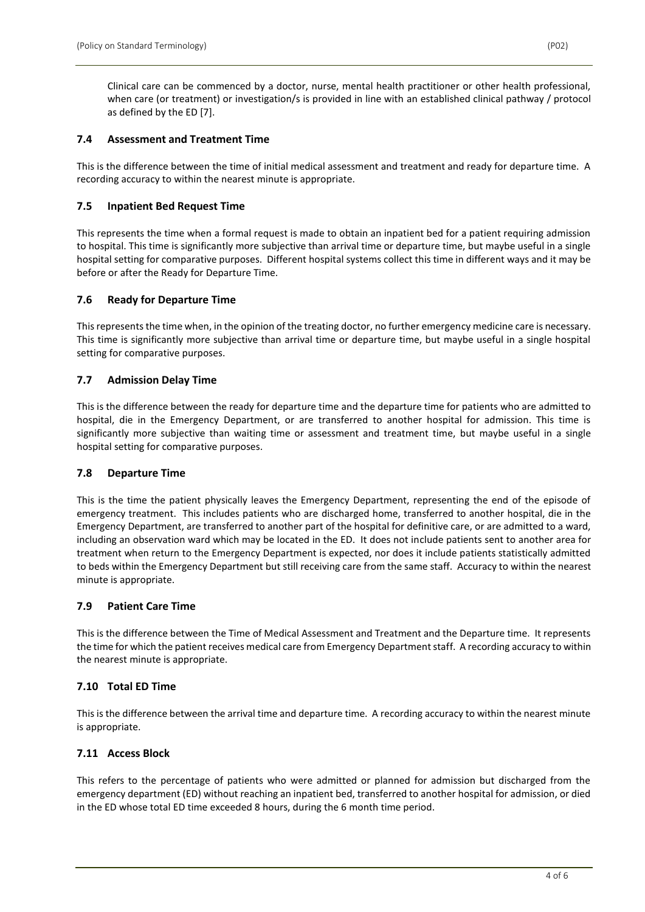Clinical care can be commenced by a doctor, nurse, mental health practitioner or other health professional, when care (or treatment) or investigation/s is provided in line with an established clinical pathway / protocol as defined by the ED [7].

### 7.4 Assessment and Treatment Time

This is the difference between the time of initial medical assessment and treatment and ready for departure time. A recording accuracy to within the nearest minute is appropriate.

### 7.5 Inpatient Bed Request Time

This represents the time when a formal request is made to obtain an inpatient bed for a patient requiring admission to hospital. This time is significantly more subjective than arrival time or departure time, but maybe useful in a single hospital setting for comparative purposes. Different hospital systems collect this time in different ways and it may be before or after the Ready for Departure Time.

### 7.6 Ready for Departure Time

This represents the time when, in the opinion of the treating doctor, no further emergency medicine care is necessary. This time is significantly more subjective than arrival time or departure time, but maybe useful in a single hospital setting for comparative purposes.

### 7.7 Admission Delay Time

This is the difference between the ready for departure time and the departure time for patients who are admitted to hospital, die in the Emergency Department, or are transferred to another hospital for admission. This time is significantly more subjective than waiting time or assessment and treatment time, but maybe useful in a single hospital setting for comparative purposes.

### 7.8 Departure Time

This is the time the patient physically leaves the Emergency Department, representing the end of the episode of emergency treatment. This includes patients who are discharged home, transferred to another hospital, die in the Emergency Department, are transferred to another part of the hospital for definitive care, or are admitted to a ward, including an observation ward which may be located in the ED. It does not include patients sent to another area for treatment when return to the Emergency Department is expected, nor does it include patients statistically admitted to beds within the Emergency Department but still receiving care from the same staff. Accuracy to within the nearest minute is appropriate.

### 7.9 Patient Care Time

This is the difference between the Time of Medical Assessment and Treatment and the Departure time. It represents the time for which the patient receives medical care from Emergency Department staff. A recording accuracy to within the nearest minute is appropriate.

### 7.10 Total ED Time

This is the difference between the arrival time and departure time. A recording accuracy to within the nearest minute is appropriate.

### 7.11 Access Block

This refers to the percentage of patients who were admitted or planned for admission but discharged from the emergency department (ED) without reaching an inpatient bed, transferred to another hospital for admission, or died in the ED whose total ED time exceeded 8 hours, during the 6 month time period.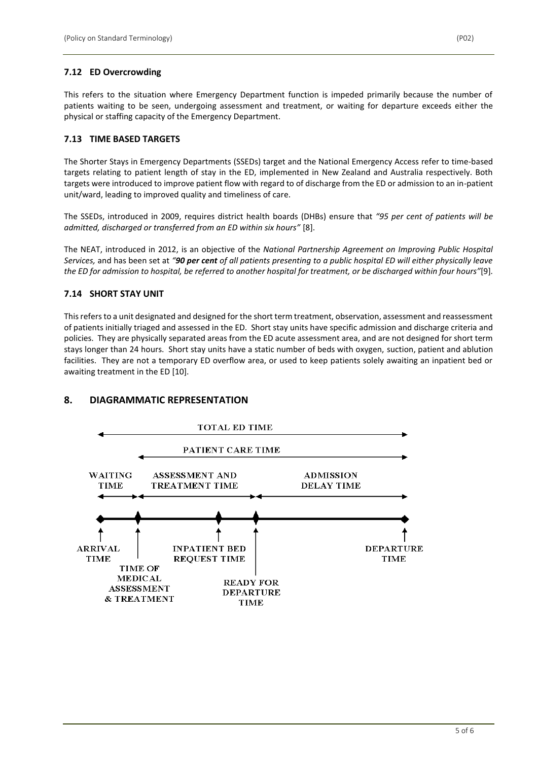### 7.12 ED Overcrowding

This refers to the situation where Emergency Department function is impeded primarily because the number of patients waiting to be seen, undergoing assessment and treatment, or waiting for departure exceeds either the physical or staffing capacity of the Emergency Department.

### 7.13 TIME BASED TARGETS

The Shorter Stays in Emergency Departments (SSEDs) target and the National Emergency Access refer to time-based targets relating to patient length of stay in the ED, implemented in New Zealand and Australia respectively. Both targets were introduced to improve patient flow with regard to of discharge from the ED or admission to an in-patient unit/ward, leading to improved quality and timeliness of care.

The SSEDs, introduced in 2009, requires district health boards (DHBs) ensure that *"95 per cent of patients will be admitted, discharged or transferred from an ED within six hours"* [8].

The NEAT, introduced in 2012, is an objective of the *National Partnership Agreement on Improving Public Hospital Services,* and has been set at *"**90 per cent** of all patients presenting to a public hospital ED will either physically leave the ED for admission to hospital, be referred to another hospital for treatment, or be discharged within four hours"*[9].

### 7.14 SHORT STAY UNIT

This refers to a unit designated and designed for the short term treatment, observation, assessment and reassessment of patients initially triaged and assessed in the ED. Short stay units have specific admission and discharge criteria and policies. They are physically separated areas from the ED acute assessment area, and are not designed for short term stays longer than 24 hours. Short stay units have a static number of beds with oxygen, suction, patient and ablution facilities. They are not a temporary ED overflow area, or used to keep patients solely awaiting an inpatient bed or awaiting treatment in the ED [10].

## 8. DIAGRAMMATIC REPRESENTATION

TOTAL ED TIME

PATIENT CARE TIME

WAITING TIME | ASSESSMENT AND TREATMENT TIME | ADMISSION DELAY TIME

ARRIVAL TIME | TIME OF MEDICAL ASSESSMENT & TREATMENT | INPATIENT BED REQUEST TIME | READY FOR DEPARTURE TIME | DEPARTURE TIME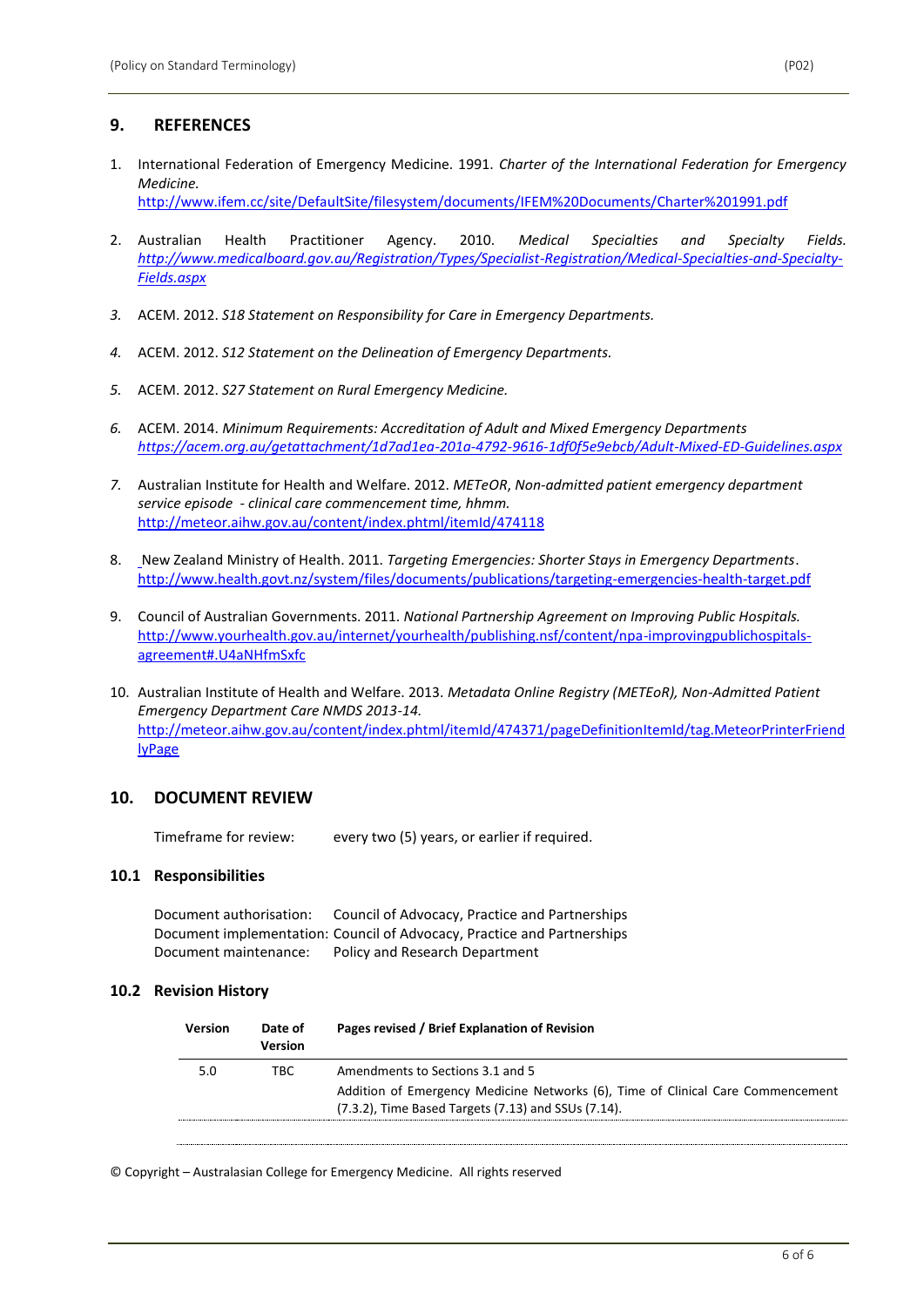## 9. REFERENCES

1. International Federation of Emergency Medicine. 1991. *Charter of the International Federation for Emergency Medicine.* http://www.ifem.cc/site/DefaultSite/filesystem/documents/IFEM%20Documents/Charter%201991.pdf

2. Australian Health Practitioner Agency. 2010. *Medical Specialties and Specialty Fields. http://www.medicalboard.gov.au/Registration/Types/Specialist-Registration/Medical-Specialties-and-Specialty-Fields.aspx*

3. ACEM. 2012. *S18 Statement on Responsibility for Care in Emergency Departments.*

4. ACEM. 2012. *S12 Statement on the Delineation of Emergency Departments.*

5. ACEM. 2012. *S27 Statement on Rural Emergency Medicine.*

6. ACEM. 2014. *Minimum Requirements: Accreditation of Adult and Mixed Emergency Departments https://acem.org.au/getattachment/1d7ad1ea-201a-4792-9616-1df0f5e9ebcb/Adult-Mixed-ED-Guidelines.aspx*

7. Australian Institute for Health and Welfare. 2012. *METeOR, Non-admitted patient emergency department service episode - clinical care commencement time, hhmm.* http://meteor.aihw.gov.au/content/index.phtml/itemId/474118

8. New Zealand Ministry of Health. 2011. *Targeting Emergencies: Shorter Stays in Emergency Departments*. http://www.health.govt.nz/system/files/documents/publications/targeting-emergencies-health-target.pdf

9. Council of Australian Governments. 2011. *National Partnership Agreement on Improving Public Hospitals.* http://www.yourhealth.gov.au/internet/yourhealth/publishing.nsf/content/npa-improvingpublichospitals-agreement#.U4aNHfmSxfc

10. Australian Institute of Health and Welfare. 2013. *Metadata Online Registry (METEoR), Non-Admitted Patient Emergency Department Care NMDS 2013-14.* http://meteor.aihw.gov.au/content/index.phtml/itemId/474371/pageDefinitionItemId/tag.MeteorPrinterFriendlyPage

## 10. DOCUMENT REVIEW

Timeframe for review: every two (5) years, or earlier if required.

### 10.1 Responsibilities

Document authorisation: Council of Advocacy, Practice and Partnerships
Document implementation: Council of Advocacy, Practice and Partnerships
Document maintenance: Policy and Research Department

### 10.2 Revision History

| Version | Date of Version | Pages revised / Brief Explanation of Revision |
|---|---|---|
| 5.0 | TBC | Amendments to Sections 3.1 and 5<br>Addition of Emergency Medicine Networks (6), Time of Clinical Care Commencement (7.3.2), Time Based Targets (7.13) and SSUs (7.14). |

© Copyright – Australasian College for Emergency Medicine. All rights reserved